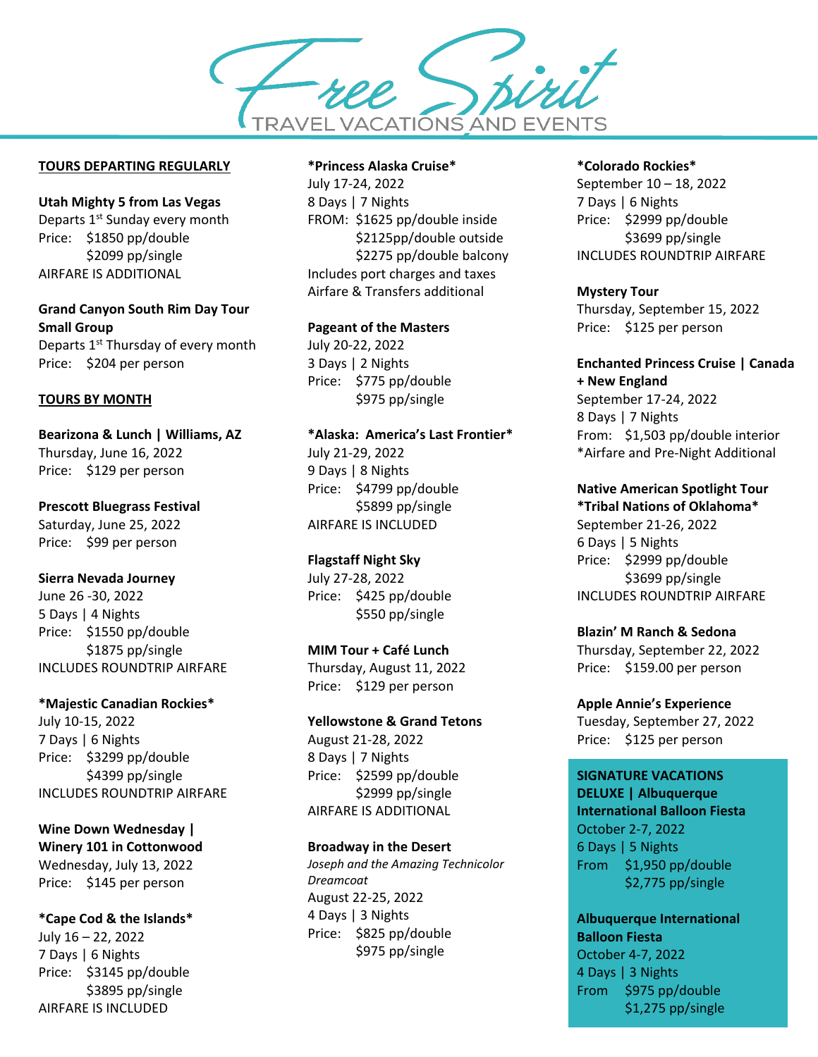# Free Spirit

TRAVEL VACATIONS AND EVENTS

## TOURS DEPARTING REGULARLY

**Utah Mighty 5 from Las Vegas**
Departs 1st Sunday every month
Price: $1850 pp/double
$2099 pp/single
AIRFARE IS ADDITIONAL

**Grand Canyon South Rim Day Tour Small Group**
Departs 1st Thursday of every month
Price: $204 per person

## TOURS BY MONTH

**Bearizona & Lunch | Williams, AZ**
Thursday, June 16, 2022
Price: $129 per person

**Prescott Bluegrass Festival**
Saturday, June 25, 2022
Price: $99 per person

**Sierra Nevada Journey**
June 26 -30, 2022
5 Days | 4 Nights
Price: $1550 pp/double
$1875 pp/single
INCLUDES ROUNDTRIP AIRFARE

**\*Majestic Canadian Rockies\***
July 10-15, 2022
7 Days | 6 Nights
Price: $3299 pp/double
$4399 pp/single
INCLUDES ROUNDTRIP AIRFARE

**Wine Down Wednesday | Winery 101 in Cottonwood**
Wednesday, July 13, 2022
Price: $145 per person

**\*Cape Cod & the Islands\***
July 16 – 22, 2022
7 Days | 6 Nights
Price: $3145 pp/double
$3895 pp/single
AIRFARE IS INCLUDED

**\*Princess Alaska Cruise\***
July 17-24, 2022
8 Days | 7 Nights
FROM: $1625 pp/double inside
$2125pp/double outside
$2275 pp/double balcony
Includes port charges and taxes
Airfare & Transfers additional

**Pageant of the Masters**
July 20-22, 2022
3 Days | 2 Nights
Price: $775 pp/double
$975 pp/single

**\*Alaska: America's Last Frontier\***
July 21-29, 2022
9 Days | 8 Nights
Price: $4799 pp/double
$5899 pp/single
AIRFARE IS INCLUDED

**Flagstaff Night Sky**
July 27-28, 2022
Price: $425 pp/double
$550 pp/single

**MIM Tour + Café Lunch**
Thursday, August 11, 2022
Price: $129 per person

**Yellowstone & Grand Tetons**
August 21-28, 2022
8 Days | 7 Nights
Price: $2599 pp/double
$2999 pp/single
AIRFARE IS ADDITIONAL

**Broadway in the Desert**
*Joseph and the Amazing Technicolor Dreamcoat*
August 22-25, 2022
4 Days | 3 Nights
Price: $825 pp/double
$975 pp/single

**\*Colorado Rockies\***
September 10 – 18, 2022
7 Days | 6 Nights
Price: $2999 pp/double
$3699 pp/single
INCLUDES ROUNDTRIP AIRFARE

**Mystery Tour**
Thursday, September 15, 2022
Price: $125 per person

**Enchanted Princess Cruise | Canada + New England**
September 17-24, 2022
8 Days | 7 Nights
From: $1,503 pp/double interior
*Airfare and Pre-Night Additional

**Native American Spotlight Tour \*Tribal Nations of Oklahoma\***
September 21-26, 2022
6 Days | 5 Nights
Price: $2999 pp/double
$3699 pp/single
INCLUDES ROUNDTRIP AIRFARE

**Blazin' M Ranch & Sedona**
Thursday, September 22, 2022
Price: $159.00 per person

**Apple Annie's Experience**
Tuesday, September 27, 2022
Price: $125 per person

**SIGNATURE VACATIONS DELUXE | Albuquerque International Balloon Fiesta**
October 2-7, 2022
6 Days | 5 Nights
From $1,950 pp/double
$2,775 pp/single

**Albuquerque International Balloon Fiesta**
October 4-7, 2022
4 Days | 3 Nights
From $975 pp/double
$1,275 pp/single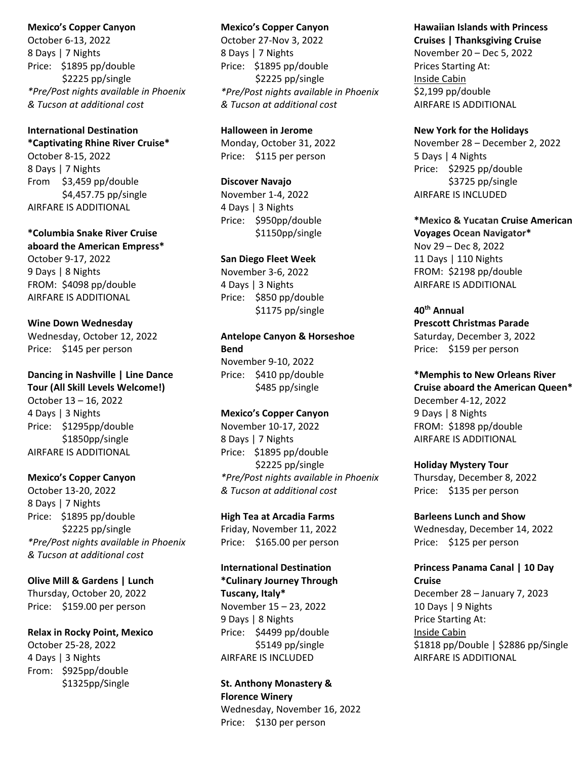**Mexico's Copper Canyon**
October 6-13, 2022
8 Days | 7 Nights
Price: $1895 pp/double
$2225 pp/single
*\*Pre/Post nights available in Phoenix & Tucson at additional cost*

**International Destination**
**\*Captivating Rhine River Cruise\***
October 8-15, 2022
8 Days | 7 Nights
From $3,459 pp/double
$4,457.75 pp/single
AIRFARE IS ADDITIONAL

**\*Columbia Snake River Cruise aboard the American Empress\***
October 9-17, 2022
9 Days | 8 Nights
FROM: $4098 pp/double
AIRFARE IS ADDITIONAL

**Wine Down Wednesday**
Wednesday, October 12, 2022
Price: $145 per person

**Dancing in Nashville | Line Dance Tour (All Skill Levels Welcome!)**
October 13 – 16, 2022
4 Days | 3 Nights
Price: $1295pp/double
$1850pp/single
AIRFARE IS ADDITIONAL

**Mexico's Copper Canyon**
October 13-20, 2022
8 Days | 7 Nights
Price: $1895 pp/double
$2225 pp/single
*\*Pre/Post nights available in Phoenix & Tucson at additional cost*

**Olive Mill & Gardens | Lunch**
Thursday, October 20, 2022
Price: $159.00 per person

**Relax in Rocky Point, Mexico**
October 25-28, 2022
4 Days | 3 Nights
From: $925pp/double
$1325pp/Single

**Mexico's Copper Canyon**
October 27-Nov 3, 2022
8 Days | 7 Nights
Price: $1895 pp/double
$2225 pp/single
*\*Pre/Post nights available in Phoenix & Tucson at additional cost*

**Halloween in Jerome**
Monday, October 31, 2022
Price: $115 per person

**Discover Navajo**
November 1-4, 2022
4 Days | 3 Nights
Price: $950pp/double
$1150pp/single

**San Diego Fleet Week**
November 3-6, 2022
4 Days | 3 Nights
Price: $850 pp/double
$1175 pp/single

**Antelope Canyon & Horseshoe Bend**
November 9-10, 2022
Price: $410 pp/double
$485 pp/single

**Mexico's Copper Canyon**
November 10-17, 2022
8 Days | 7 Nights
Price: $1895 pp/double
$2225 pp/single
*\*Pre/Post nights available in Phoenix & Tucson at additional cost*

**High Tea at Arcadia Farms**
Friday, November 11, 2022
Price: $165.00 per person

**International Destination**
**\*Culinary Journey Through Tuscany, Italy\***
November 15 – 23, 2022
9 Days | 8 Nights
Price: $4499 pp/double
$5149 pp/single
AIRFARE IS INCLUDED

**St. Anthony Monastery & Florence Winery**
Wednesday, November 16, 2022
Price: $130 per person

**Hawaiian Islands with Princess Cruises | Thanksgiving Cruise**
November 20 – Dec 5, 2022
Prices Starting At:
Inside Cabin
$2,199 pp/double
AIRFARE IS ADDITIONAL

**New York for the Holidays**
November 28 – December 2, 2022
5 Days | 4 Nights
Price: $2925 pp/double
$3725 pp/single
AIRFARE IS INCLUDED

**\*Mexico & Yucatan Cruise American Voyages Ocean Navigator\***
Nov 29 – Dec 8, 2022
11 Days | 110 Nights
FROM: $2198 pp/double
AIRFARE IS ADDITIONAL

**40th Annual**
**Prescott Christmas Parade**
Saturday, December 3, 2022
Price: $159 per person

**\*Memphis to New Orleans River Cruise aboard the American Queen\***
December 4-12, 2022
9 Days | 8 Nights
FROM: $1898 pp/double
AIRFARE IS ADDITIONAL

**Holiday Mystery Tour**
Thursday, December 8, 2022
Price: $135 per person

**Barleens Lunch and Show**
Wednesday, December 14, 2022
Price: $125 per person

**Princess Panama Canal | 10 Day Cruise**
December 28 – January 7, 2023
10 Days | 9 Nights
Price Starting At:
Inside Cabin
$1818 pp/Double | $2886 pp/Single
AIRFARE IS ADDITIONAL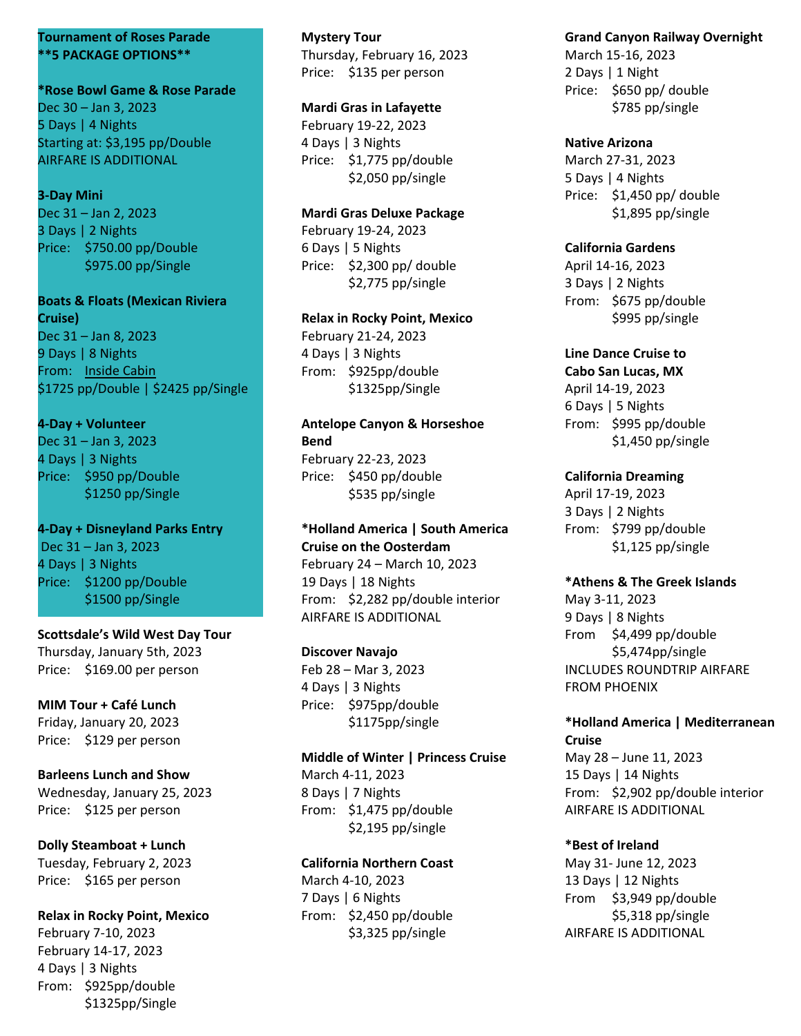**Tournament of Roses Parade**
****5 PACKAGE OPTIONS****

**\*Rose Bowl Game & Rose Parade**
Dec 30 – Jan 3, 2023
5 Days | 4 Nights
Starting at: $3,195 pp/Double
AIRFARE IS ADDITIONAL

**3-Day Mini**
Dec 31 – Jan 2, 2023
3 Days | 2 Nights
Price: $750.00 pp/Double
$975.00 pp/Single

**Boats & Floats (Mexican Riviera Cruise)**
Dec 31 – Jan 8, 2023
9 Days | 8 Nights
From: Inside Cabin
$1725 pp/Double | $2425 pp/Single

**4-Day + Volunteer**
Dec 31 – Jan 3, 2023
4 Days | 3 Nights
Price: $950 pp/Double
$1250 pp/Single

**4-Day + Disneyland Parks Entry**
Dec 31 – Jan 3, 2023
4 Days | 3 Nights
Price: $1200 pp/Double
$1500 pp/Single

**Scottsdale's Wild West Day Tour**
Thursday, January 5th, 2023
Price: $169.00 per person

**MIM Tour + Café Lunch**
Friday, January 20, 2023
Price: $129 per person

**Barleens Lunch and Show**
Wednesday, January 25, 2023
Price: $125 per person

**Dolly Steamboat + Lunch**
Tuesday, February 2, 2023
Price: $165 per person

**Relax in Rocky Point, Mexico**
February 7-10, 2023
February 14-17, 2023
4 Days | 3 Nights
From: $925pp/double
$1325pp/Single

**Mystery Tour**
Thursday, February 16, 2023
Price: $135 per person

**Mardi Gras in Lafayette**
February 19-22, 2023
4 Days | 3 Nights
Price: $1,775 pp/double
$2,050 pp/single

**Mardi Gras Deluxe Package**
February 19-24, 2023
6 Days | 5 Nights
Price: $2,300 pp/ double
$2,775 pp/single

**Relax in Rocky Point, Mexico**
February 21-24, 2023
4 Days | 3 Nights
From: $925pp/double
$1325pp/Single

**Antelope Canyon & Horseshoe Bend**
February 22-23, 2023
Price: $450 pp/double
$535 pp/single

**\*Holland America | South America Cruise on the Oosterdam**
February 24 – March 10, 2023
19 Days | 18 Nights
From: $2,282 pp/double interior
AIRFARE IS ADDITIONAL

**Discover Navajo**
Feb 28 – Mar 3, 2023
4 Days | 3 Nights
Price: $975pp/double
$1175pp/single

**Middle of Winter | Princess Cruise**
March 4-11, 2023
8 Days | 7 Nights
From: $1,475 pp/double
$2,195 pp/single

**California Northern Coast**
March 4-10, 2023
7 Days | 6 Nights
From: $2,450 pp/double
$3,325 pp/single

**Grand Canyon Railway Overnight**
March 15-16, 2023
2 Days | 1 Night
Price: $650 pp/ double
$785 pp/single

**Native Arizona**
March 27-31, 2023
5 Days | 4 Nights
Price: $1,450 pp/ double
$1,895 pp/single

**California Gardens**
April 14-16, 2023
3 Days | 2 Nights
From: $675 pp/double
$995 pp/single

**Line Dance Cruise to Cabo San Lucas, MX**
April 14-19, 2023
6 Days | 5 Nights
From: $995 pp/double
$1,450 pp/single

**California Dreaming**
April 17-19, 2023
3 Days | 2 Nights
From: $799 pp/double
$1,125 pp/single

**\*Athens & The Greek Islands**
May 3-11, 2023
9 Days | 8 Nights
From $4,499 pp/double
$5,474pp/single
INCLUDES ROUNDTRIP AIRFARE FROM PHOENIX

**\*Holland America | Mediterranean Cruise**
May 28 – June 11, 2023
15 Days | 14 Nights
From: $2,902 pp/double interior
AIRFARE IS ADDITIONAL

**\*Best of Ireland**
May 31- June 12, 2023
13 Days | 12 Nights
From $3,949 pp/double
$5,318 pp/single
AIRFARE IS ADDITIONAL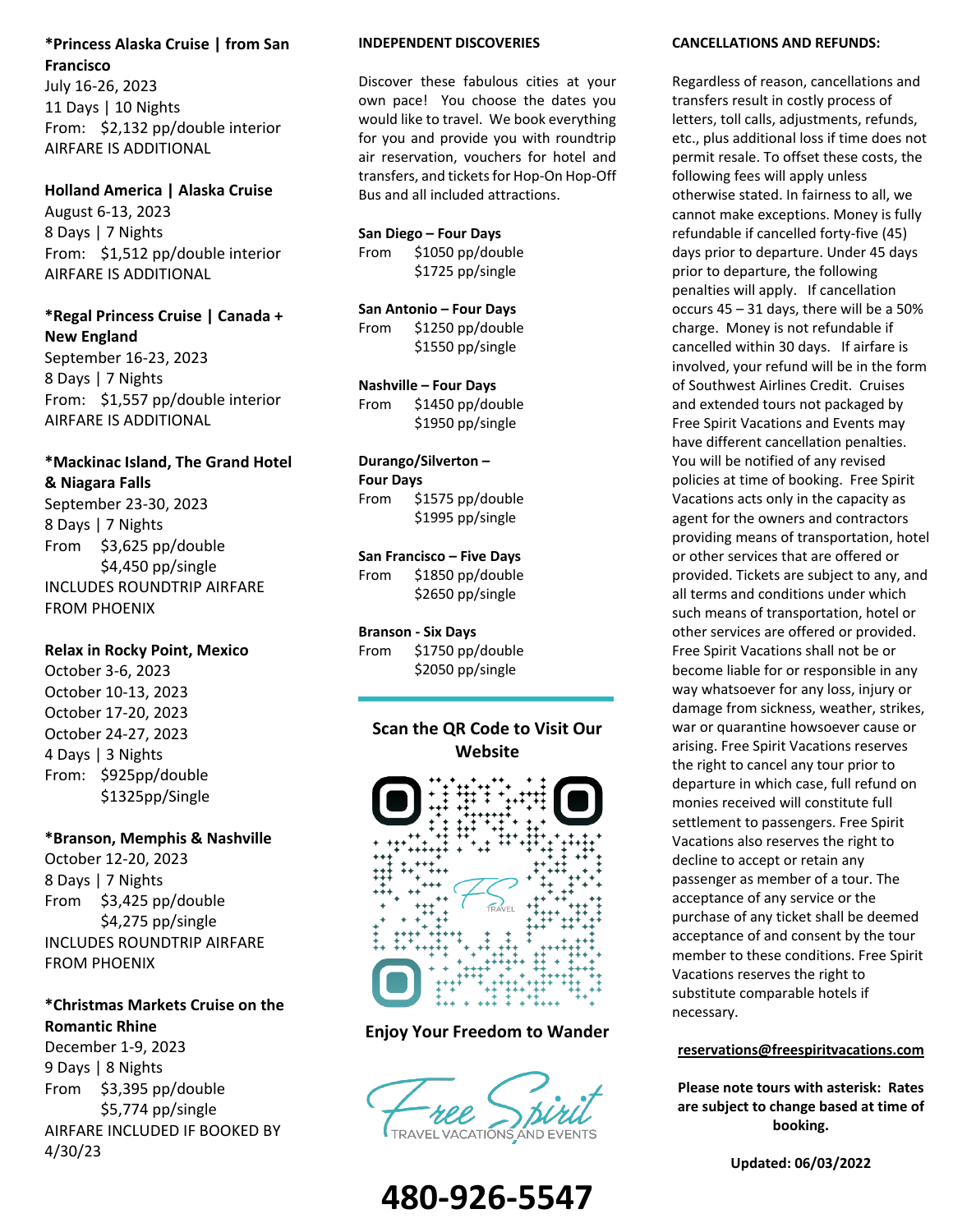**\*Princess Alaska Cruise | from San Francisco**
July 16-26, 2023
11 Days | 10 Nights
From: $2,132 pp/double interior
AIRFARE IS ADDITIONAL

**Holland America | Alaska Cruise**
August 6-13, 2023
8 Days | 7 Nights
From: $1,512 pp/double interior
AIRFARE IS ADDITIONAL

**\*Regal Princess Cruise | Canada + New England**
September 16-23, 2023
8 Days | 7 Nights
From: $1,557 pp/double interior
AIRFARE IS ADDITIONAL

**\*Mackinac Island, The Grand Hotel & Niagara Falls**
September 23-30, 2023
8 Days | 7 Nights
From $3,625 pp/double
$4,450 pp/single
INCLUDES ROUNDTRIP AIRFARE FROM PHOENIX

**Relax in Rocky Point, Mexico**
October 3-6, 2023
October 10-13, 2023
October 17-20, 2023
October 24-27, 2023
4 Days | 3 Nights
From: $925pp/double
$1325pp/Single

**\*Branson, Memphis & Nashville**
October 12-20, 2023
8 Days | 7 Nights
From $3,425 pp/double
$4,275 pp/single
INCLUDES ROUNDTRIP AIRFARE FROM PHOENIX

**\*Christmas Markets Cruise on the Romantic Rhine**
December 1-9, 2023
9 Days | 8 Nights
From $3,395 pp/double
$5,774 pp/single
AIRFARE INCLUDED IF BOOKED BY 4/30/23

## INDEPENDENT DISCOVERIES

Discover these fabulous cities at your own pace! You choose the dates you would like to travel. We book everything for you and provide you with roundtrip air reservation, vouchers for hotel and transfers, and tickets for Hop-On Hop-Off Bus and all included attractions.

**San Diego – Four Days**
From $1050 pp/double
$1725 pp/single

**San Antonio – Four Days**
From $1250 pp/double
$1550 pp/single

**Nashville – Four Days**
From $1450 pp/double
$1950 pp/single

**Durango/Silverton – Four Days**
From $1575 pp/double
$1995 pp/single

**San Francisco – Five Days**
From $1850 pp/double
$2650 pp/single

**Branson - Six Days**
From $1750 pp/double
$2050 pp/single

**Scan the QR Code to Visit Our Website**

**Enjoy Your Freedom to Wander**

Free Spirit
TRAVEL VACATIONS AND EVENTS

# 480-926-5547

## CANCELLATIONS AND REFUNDS:

Regardless of reason, cancellations and transfers result in costly process of letters, toll calls, adjustments, refunds, etc., plus additional loss if time does not permit resale. To offset these costs, the following fees will apply unless otherwise stated. In fairness to all, we cannot make exceptions. Money is fully refundable if cancelled forty-five (45) days prior to departure. Under 45 days prior to departure, the following penalties will apply. If cancellation occurs 45 – 31 days, there will be a 50% charge. Money is not refundable if cancelled within 30 days. If airfare is involved, your refund will be in the form of Southwest Airlines Credit. Cruises and extended tours not packaged by Free Spirit Vacations and Events may have different cancellation penalties. You will be notified of any revised policies at time of booking. Free Spirit Vacations acts only in the capacity as agent for the owners and contractors providing means of transportation, hotel or other services that are offered or provided. Tickets are subject to any, and all terms and conditions under which such means of transportation, hotel or other services are offered or provided. Free Spirit Vacations shall not be or become liable for or responsible in any way whatsoever for any loss, injury or damage from sickness, weather, strikes, war or quarantine howsoever cause or arising. Free Spirit Vacations reserves the right to cancel any tour prior to departure in which case, full refund on monies received will constitute full settlement to passengers. Free Spirit Vacations also reserves the right to decline to accept or retain any passenger as member of a tour. The acceptance of any service or the purchase of any ticket shall be deemed acceptance of and consent by the tour member to these conditions. Free Spirit Vacations reserves the right to substitute comparable hotels if necessary.

**reservations@freespiritvacations.com**

**Please note tours with asterisk: Rates are subject to change based at time of booking.**

**Updated: 06/03/2022**